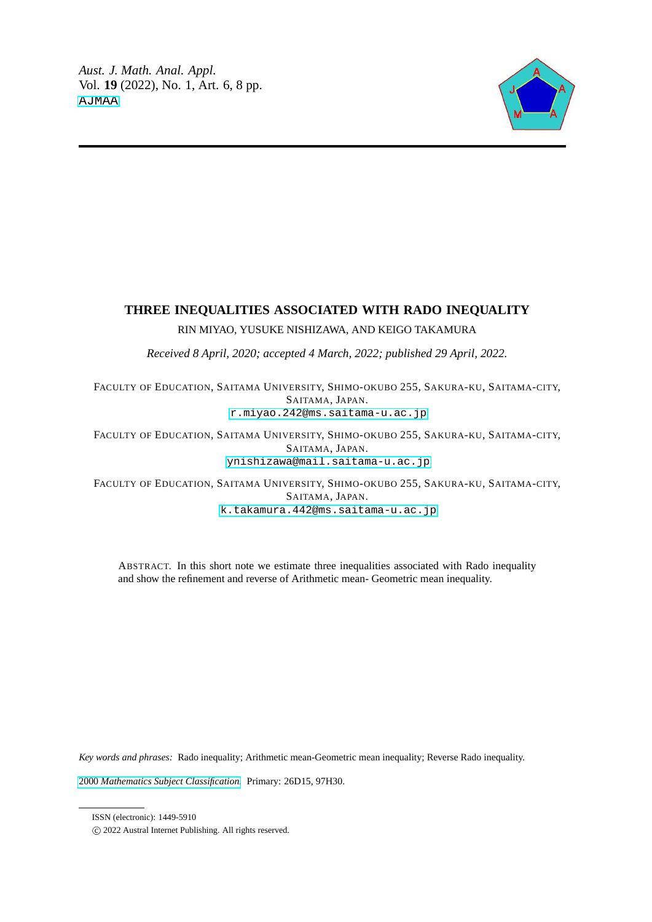# THREE INEQUALITIES ASSOCIATED WITH RADO INEQUALITY

RIN MIYAO, YUSUKE NISHIZAWA, AND KEIGO TAKAMURA

*Received 8 April, 2020; accepted 4 March, 2022; published 29 April, 2022.*

FACULTY OF EDUCATION, SAITAMA UNIVERSITY, SHIMO-OKUBO 255, SAKURA-KU, SAITAMA-CITY, SAITAMA, JAPAN.
r.miyao.242@ms.saitama-u.ac.jp

FACULTY OF EDUCATION, SAITAMA UNIVERSITY, SHIMO-OKUBO 255, SAKURA-KU, SAITAMA-CITY, SAITAMA, JAPAN.
ynishizawa@mail.saitama-u.ac.jp

FACULTY OF EDUCATION, SAITAMA UNIVERSITY, SHIMO-OKUBO 255, SAKURA-KU, SAITAMA-CITY, SAITAMA, JAPAN.
k.takamura.442@ms.saitama-u.ac.jp

ABSTRACT. In this short note we estimate three inequalities associated with Rado inequality and show the refinement and reverse of Arithmetic mean- Geometric mean inequality.

*Key words and phrases:* Rado inequality; Arithmetic mean-Geometric mean inequality; Reverse Rado inequality.

2000 *Mathematics Subject Classification.* Primary: 26D15, 97H30.

ISSN (electronic): 1449-5910

© 2022 Austral Internet Publishing. All rights reserved.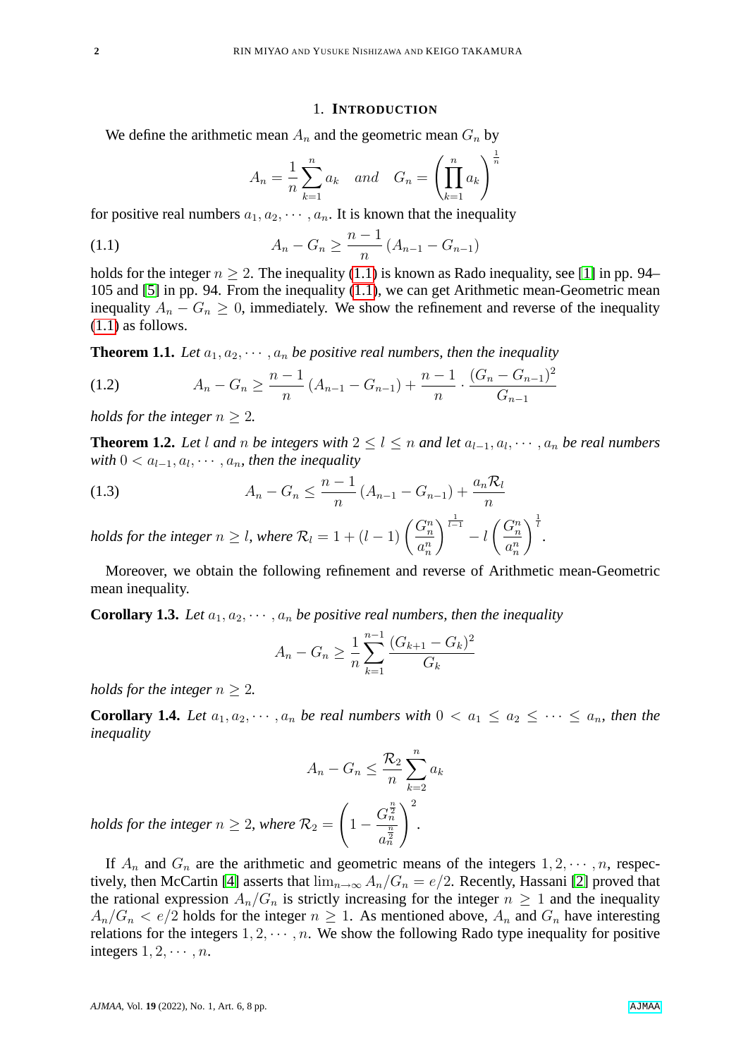## 1. INTRODUCTION

We define the arithmetic mean $A_n$ and the geometric mean $G_n$ by

$$A_n = \frac{1}{n}\sum_{k=1}^{n} a_k \quad and \quad G_n = \left(\prod_{k=1}^{n} a_k\right)^{\frac{1}{n}}$$

for positive real numbers $a_1, a_2, \cdots, a_n$. It is known that the inequality

$$A_n - G_n \geq \frac{n-1}{n}\left(A_{n-1} - G_{n-1}\right) \tag{1.1}$$

holds for the integer $n \geq 2$. The inequality (1.1) is known as Rado inequality, see [1] in pp. 94–105 and [5] in pp. 94. From the inequality (1.1), we can get Arithmetic mean-Geometric mean inequality $A_n - G_n \geq 0$, immediately. We show the refinement and reverse of the inequality (1.1) as follows.

**Theorem 1.1.** *Let $a_1, a_2, \cdots, a_n$ be positive real numbers, then the inequality*

$$A_n - G_n \geq \frac{n-1}{n}\left(A_{n-1} - G_{n-1}\right) + \frac{n-1}{n} \cdot \frac{\left(G_n - G_{n-1}\right)^2}{G_{n-1}} \tag{1.2}$$

*holds for the integer $n \geq 2$.*

**Theorem 1.2.** *Let $l$ and $n$ be integers with $2 \leq l \leq n$ and let $a_{l-1}, a_l, \cdots, a_n$ be real numbers with $0 < a_{l-1}, a_l, \cdots, a_n$, then the inequality*

$$A_n - G_n \leq \frac{n-1}{n}\left(A_{n-1} - G_{n-1}\right) + \frac{a_n \mathcal{R}_l}{n} \tag{1.3}$$

*holds for the integer $n \geq l$, where $\mathcal{R}_l = 1 + (l-1)\left(\frac{G_n^n}{a_n^n}\right)^{\frac{1}{l-1}} - l\left(\frac{G_n^n}{a_n^n}\right)^{\frac{1}{l}}$.*

Moreover, we obtain the following refinement and reverse of Arithmetic mean-Geometric mean inequality.

**Corollary 1.3.** *Let $a_1, a_2, \cdots, a_n$ be positive real numbers, then the inequality*

$$A_n - G_n \geq \frac{1}{n}\sum_{k=1}^{n-1} \frac{\left(G_{k+1} - G_k\right)^2}{G_k}$$

*holds for the integer $n \geq 2$.*

**Corollary 1.4.** *Let $a_1, a_2, \cdots, a_n$ be real numbers with $0 < a_1 \leq a_2 \leq \cdots \leq a_n$, then the inequality*

$$A_n - G_n \leq \frac{\mathcal{R}_2}{n}\sum_{k=2}^{n} a_k$$

*holds for the integer $n \geq 2$, where $\mathcal{R}_2 = \left(1 - \frac{G_n^{\frac{n}{2}}}{a_n^{\frac{n}{2}}}\right)^2$.*

If $A_n$ and $G_n$ are the arithmetic and geometric means of the integers $1, 2, \cdots, n$, respectively, then McCartin [4] asserts that $\lim_{n\to\infty} A_n/G_n = e/2$. Recently, Hassani [2] proved that the rational expression $A_n/G_n$ is strictly increasing for the integer $n \geq 1$ and the inequality $A_n/G_n < e/2$ holds for the integer $n \geq 1$. As mentioned above, $A_n$ and $G_n$ have interesting relations for the integers $1, 2, \cdots, n$. We show the following Rado type inequality for positive integers $1, 2, \cdots, n$.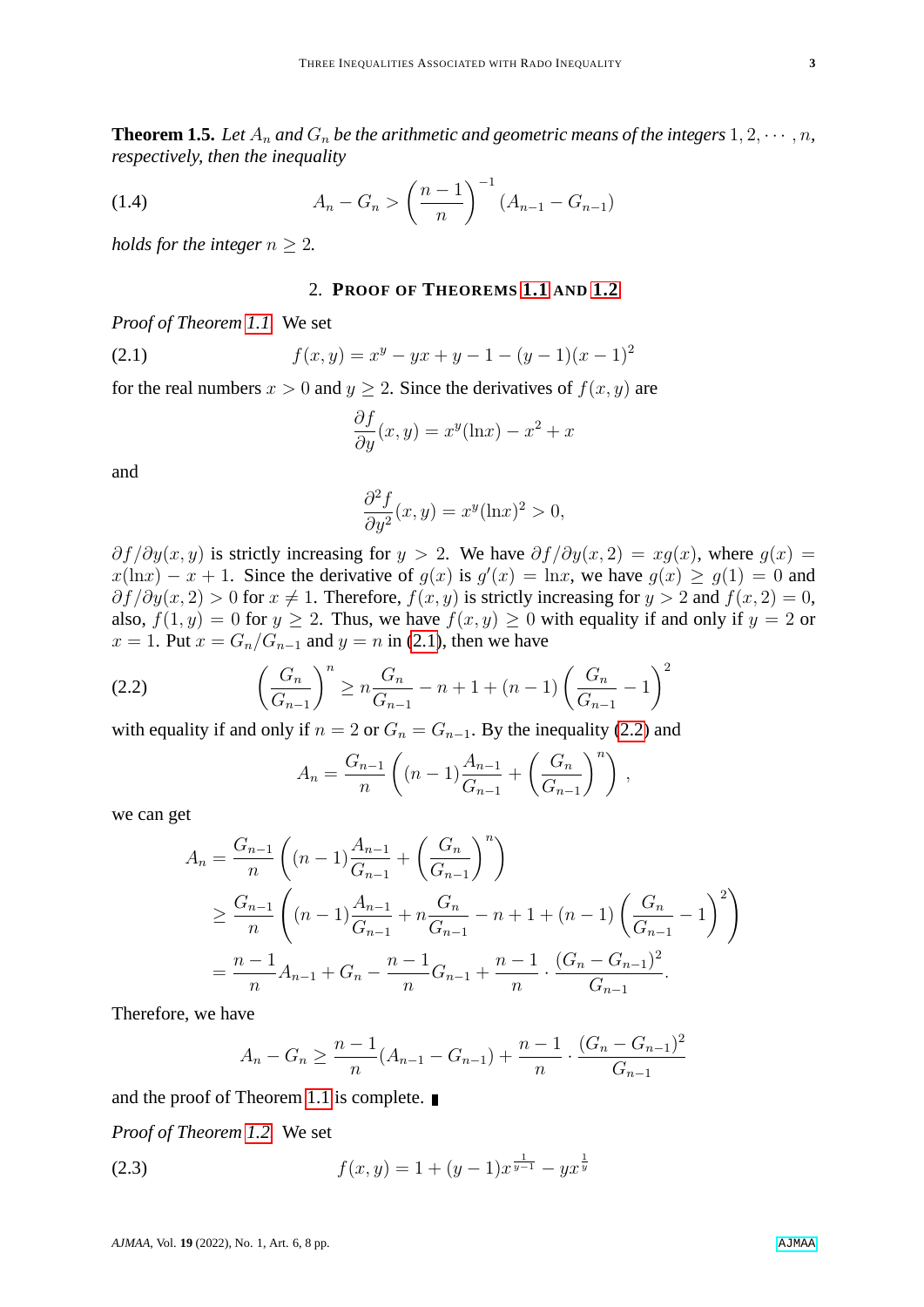**Theorem 1.5.** *Let $A_n$ and $G_n$ be the arithmetic and geometric means of the integers $1, 2, \cdots, n$, respectively, then the inequality*

$$A_n - G_n > \left(\frac{n-1}{n}\right)^{-1}(A_{n-1} - G_{n-1}) \tag{1.4}$$

*holds for the integer $n \geq 2$.*

## 2. Proof of Theorems 1.1 and 1.2

*Proof of Theorem 1.1.* We set

$$f(x, y) = x^y - yx + y - 1 - (y-1)(x-1)^2 \tag{2.1}$$

for the real numbers $x > 0$ and $y \geq 2$. Since the derivatives of $f(x, y)$ are

$$\frac{\partial f}{\partial y}(x, y) = x^y(\ln x) - x^2 + x$$

and

$$\frac{\partial^2 f}{\partial y^2}(x, y) = x^y(\ln x)^2 > 0,$$

$\partial f / \partial y(x, y)$ is strictly increasing for $y > 2$. We have $\partial f / \partial y(x, 2) = xg(x)$, where $g(x) = x(\ln x) - x + 1$. Since the derivative of $g(x)$ is $g'(x) = \ln x$, we have $g(x) \geq g(1) = 0$ and $\partial f / \partial y(x, 2) > 0$ for $x \neq 1$. Therefore, $f(x, y)$ is strictly increasing for $y > 2$ and $f(x, 2) = 0$, also, $f(1, y) = 0$ for $y \geq 2$. Thus, we have $f(x, y) \geq 0$ with equality if and only if $y = 2$ or $x = 1$. Put $x = G_n / G_{n-1}$ and $y = n$ in (2.1), then we have

$$\left(\frac{G_n}{G_{n-1}}\right)^n \geq n\frac{G_n}{G_{n-1}} - n + 1 + (n-1)\left(\frac{G_n}{G_{n-1}} - 1\right)^2 \tag{2.2}$$

with equality if and only if $n = 2$ or $G_n = G_{n-1}$. By the inequality (2.2) and

$$A_n = \frac{G_{n-1}}{n}\left((n-1)\frac{A_{n-1}}{G_{n-1}} + \left(\frac{G_n}{G_{n-1}}\right)^n\right),$$

we can get

$$\begin{aligned}
A_n &= \frac{G_{n-1}}{n}\left((n-1)\frac{A_{n-1}}{G_{n-1}} + \left(\frac{G_n}{G_{n-1}}\right)^n\right) \\
&\geq \frac{G_{n-1}}{n}\left((n-1)\frac{A_{n-1}}{G_{n-1}} + n\frac{G_n}{G_{n-1}} - n + 1 + (n-1)\left(\frac{G_n}{G_{n-1}} - 1\right)^2\right) \\
&= \frac{n-1}{n}A_{n-1} + G_n - \frac{n-1}{n}G_{n-1} + \frac{n-1}{n} \cdot \frac{(G_n - G_{n-1})^2}{G_{n-1}}.
\end{aligned}$$

Therefore, we have

$$A_n - G_n \geq \frac{n-1}{n}(A_{n-1} - G_{n-1}) + \frac{n-1}{n} \cdot \frac{(G_n - G_{n-1})^2}{G_{n-1}}$$

and the proof of Theorem 1.1 is complete. ∎

*Proof of Theorem 1.2.* We set

$$f(x, y) = 1 + (y-1)x^{\frac{1}{y-1}} - yx^{\frac{1}{y}} \tag{2.3}$$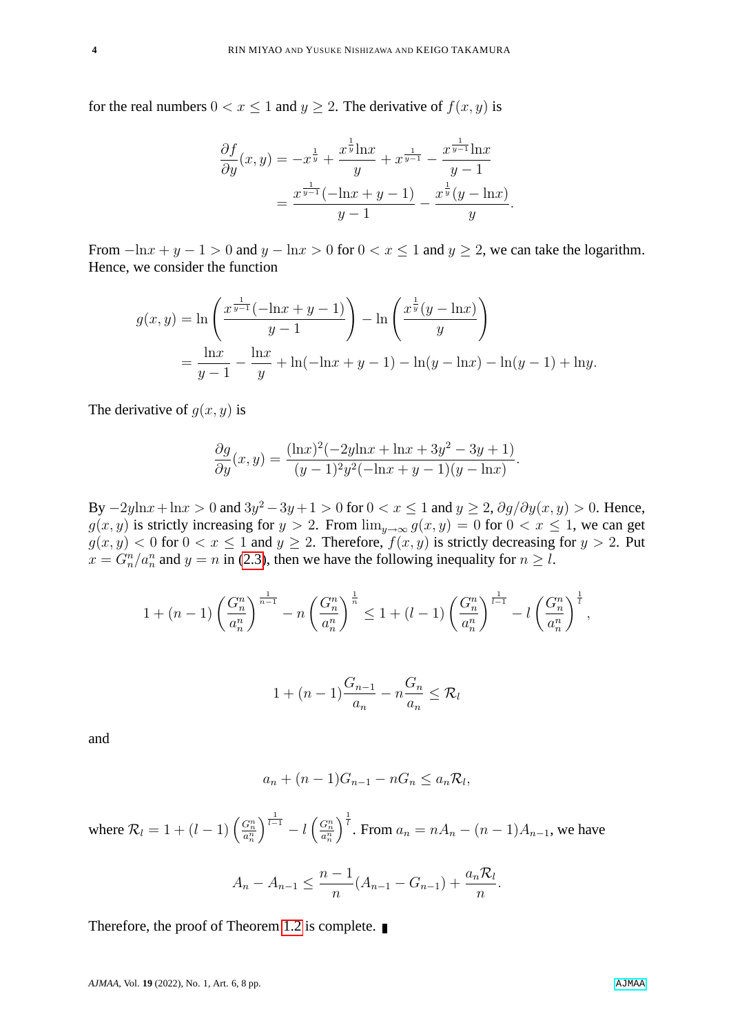for the real numbers $0 < x \leq 1$ and $y \geq 2$. The derivative of $f(x,y)$ is

$$\frac{\partial f}{\partial y}(x,y) = -x^{\frac{1}{y}} + \frac{x^{\frac{1}{y}}\ln x}{y} + x^{\frac{1}{y-1}} - \frac{x^{\frac{1}{y-1}}\ln x}{y-1}$$
$$= \frac{x^{\frac{1}{y-1}}(-\ln x + y - 1)}{y-1} - \frac{x^{\frac{1}{y}}(y - \ln x)}{y}.$$

From $-\ln x + y - 1 > 0$ and $y - \ln x > 0$ for $0 < x \leq 1$ and $y \geq 2$, we can take the logarithm. Hence, we consider the function

$$g(x,y) = \ln\left(\frac{x^{\frac{1}{y-1}}(-\ln x + y - 1)}{y-1}\right) - \ln\left(\frac{x^{\frac{1}{y}}(y - \ln x)}{y}\right)$$
$$= \frac{\ln x}{y-1} - \frac{\ln x}{y} + \ln(-\ln x + y - 1) - \ln(y - \ln x) - \ln(y-1) + \ln y.$$

The derivative of $g(x,y)$ is

$$\frac{\partial g}{\partial y}(x,y) = \frac{(\ln x)^2(-2y\ln x + \ln x + 3y^2 - 3y + 1)}{(y-1)^2 y^2(-\ln x + y - 1)(y - \ln x)}.$$

By $-2y\ln x + \ln x > 0$ and $3y^2 - 3y + 1 > 0$ for $0 < x \leq 1$ and $y \geq 2$, $\partial g/\partial y(x,y) > 0$. Hence, $g(x,y)$ is strictly increasing for $y > 2$. From $\lim_{y\to\infty} g(x,y) = 0$ for $0 < x \leq 1$, we can get $g(x,y) < 0$ for $0 < x \leq 1$ and $y \geq 2$. Therefore, $f(x,y)$ is strictly decreasing for $y > 2$. Put $x = G_n^n/a_n^n$ and $y = n$ in (2.3), then we have the following inequality for $n \geq l$.

$$1 + (n-1)\left(\frac{G_n^n}{a_n^n}\right)^{\frac{1}{n-1}} - n\left(\frac{G_n^n}{a_n^n}\right)^{\frac{1}{n}} \leq 1 + (l-1)\left(\frac{G_n^n}{a_n^n}\right)^{\frac{1}{l-1}} - l\left(\frac{G_n^n}{a_n^n}\right)^{\frac{1}{l}},$$

$$1 + (n-1)\frac{G_{n-1}}{a_n} - n\frac{G_n}{a_n} \leq \mathcal{R}_l$$

and

$$a_n + (n-1)G_{n-1} - nG_n \leq a_n\mathcal{R}_l,$$

where $\mathcal{R}_l = 1 + (l-1)\left(\frac{G_n^n}{a_n^n}\right)^{\frac{1}{l-1}} - l\left(\frac{G_n^n}{a_n^n}\right)^{\frac{1}{l}}$. From $a_n = nA_n - (n-1)A_{n-1}$, we have

$$A_n - A_{n-1} \leq \frac{n-1}{n}(A_{n-1} - G_{n-1}) + \frac{a_n\mathcal{R}_l}{n}.$$

Therefore, the proof of Theorem 1.2 is complete. ∎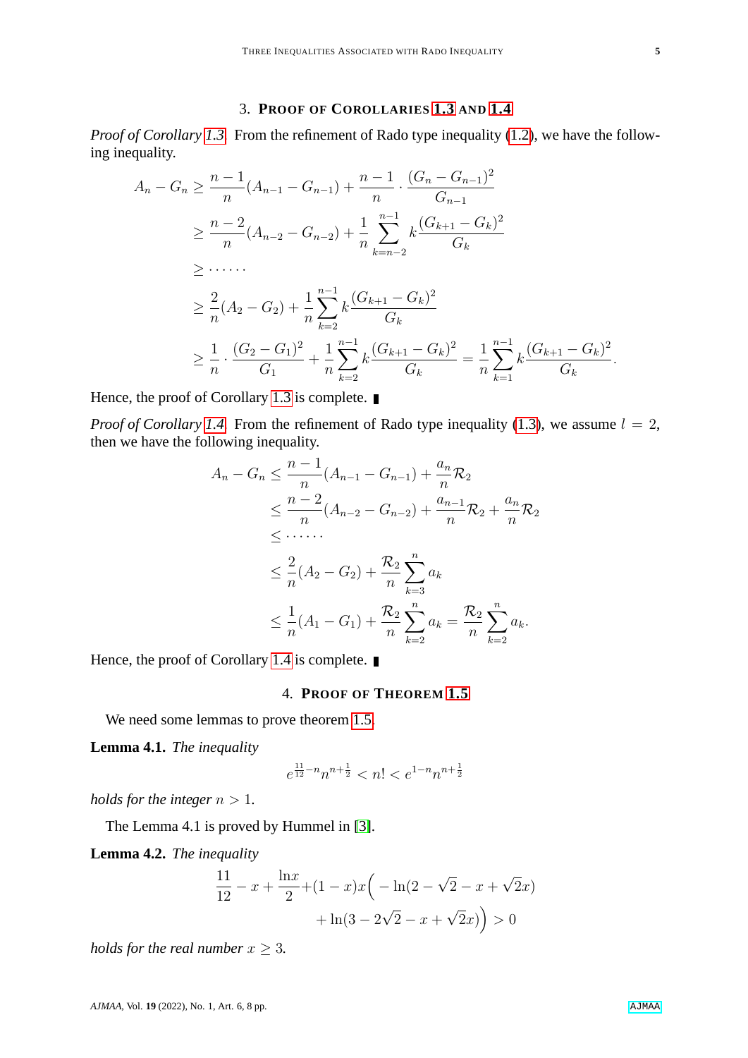## 3. Proof of Corollaries 1.3 and 1.4

*Proof of Corollary 1.3.* From the refinement of Rado type inequality (1.2), we have the following inequality.

$$
\begin{aligned}
A_n - G_n &\geq \frac{n-1}{n}(A_{n-1} - G_{n-1}) + \frac{n-1}{n} \cdot \frac{(G_n - G_{n-1})^2}{G_{n-1}} \\
&\geq \frac{n-2}{n}(A_{n-2} - G_{n-2}) + \frac{1}{n}\sum_{k=n-2}^{n-1} k\frac{(G_{k+1} - G_k)^2}{G_k} \\
&\geq \cdots\cdots \\
&\geq \frac{2}{n}(A_2 - G_2) + \frac{1}{n}\sum_{k=2}^{n-1} k\frac{(G_{k+1} - G_k)^2}{G_k} \\
&\geq \frac{1}{n} \cdot \frac{(G_2 - G_1)^2}{G_1} + \frac{1}{n}\sum_{k=2}^{n-1} k\frac{(G_{k+1} - G_k)^2}{G_k} = \frac{1}{n}\sum_{k=1}^{n-1} k\frac{(G_{k+1} - G_k)^2}{G_k}.
\end{aligned}
$$

Hence, the proof of Corollary 1.3 is complete. ∎

*Proof of Corollary 1.4.* From the refinement of Rado type inequality (1.3), we assume $l = 2$, then we have the following inequality.

$$
\begin{aligned}
A_n - G_n &\leq \frac{n-1}{n}(A_{n-1} - G_{n-1}) + \frac{a_n}{n}\mathcal{R}_2 \\
&\leq \frac{n-2}{n}(A_{n-2} - G_{n-2}) + \frac{a_{n-1}}{n}\mathcal{R}_2 + \frac{a_n}{n}\mathcal{R}_2 \\
&\leq \cdots\cdots \\
&\leq \frac{2}{n}(A_2 - G_2) + \frac{\mathcal{R}_2}{n}\sum_{k=3}^{n} a_k \\
&\leq \frac{1}{n}(A_1 - G_1) + \frac{\mathcal{R}_2}{n}\sum_{k=2}^{n} a_k = \frac{\mathcal{R}_2}{n}\sum_{k=2}^{n} a_k.
\end{aligned}
$$

Hence, the proof of Corollary 1.4 is complete. ∎

## 4. Proof of Theorem 1.5

We need some lemmas to prove theorem 1.5.

**Lemma 4.1.** *The inequality*

$$
e^{\frac{11}{12}-n} n^{n+\frac{1}{2}} < n! < e^{1-n} n^{n+\frac{1}{2}}
$$

*holds for the integer* $n > 1$.

The Lemma 4.1 is proved by Hummel in [3].

**Lemma 4.2.** *The inequality*

$$
\begin{aligned}
\frac{11}{12} - x + \frac{\ln x}{2} + (1-x)x\Big( &-\ln(2 - \sqrt{2} - x + \sqrt{2}x) \\
&+ \ln(3 - 2\sqrt{2} - x + \sqrt{2}x)\Big) > 0
\end{aligned}
$$

*holds for the real number* $x \geq 3$.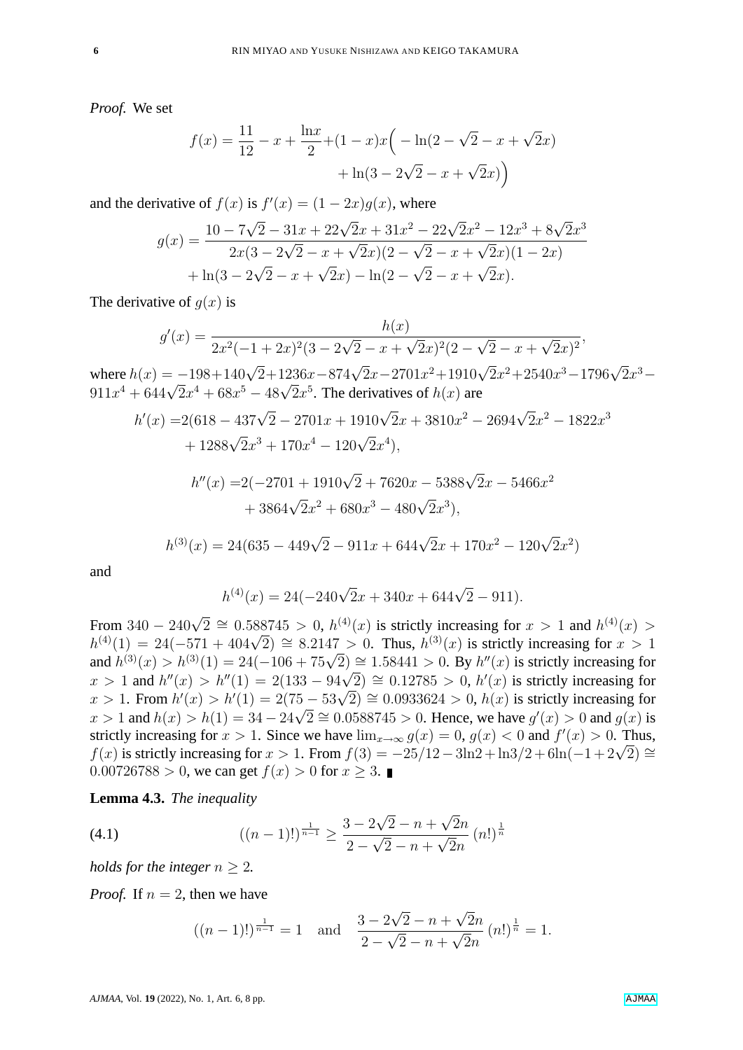*Proof.* We set

$$f(x) = \frac{11}{12} - x + \frac{\ln x}{2} + (1-x)x\Big( - \ln(2-\sqrt{2}-x+\sqrt{2}x) + \ln(3-2\sqrt{2}-x+\sqrt{2}x)\Big)$$

and the derivative of $f(x)$ is $f'(x) = (1-2x)g(x)$, where

$$g(x) = \frac{10-7\sqrt{2}-31x+22\sqrt{2}x+31x^2-22\sqrt{2}x^2-12x^3+8\sqrt{2}x^3}{2x(3-2\sqrt{2}-x+\sqrt{2}x)(2-\sqrt{2}-x+\sqrt{2}x)(1-2x)} + \ln(3-2\sqrt{2}-x+\sqrt{2}x) - \ln(2-\sqrt{2}-x+\sqrt{2}x).$$

The derivative of $g(x)$ is

$$g'(x) = \frac{h(x)}{2x^2(-1+2x)^2(3-2\sqrt{2}-x+\sqrt{2}x)^2(2-\sqrt{2}-x+\sqrt{2}x)^2},$$

where $h(x) = -198+140\sqrt{2}+1236x-874\sqrt{2}x-2701x^2+1910\sqrt{2}x^2+2540x^3-1796\sqrt{2}x^3-911x^4+644\sqrt{2}x^4+68x^5-48\sqrt{2}x^5$. The derivatives of $h(x)$ are

$$h'(x) = 2(618-437\sqrt{2}-2701x+1910\sqrt{2}x+3810x^2-2694\sqrt{2}x^2-1822x^3 + 1288\sqrt{2}x^3+170x^4-120\sqrt{2}x^4),$$

$$h''(x) = 2(-2701+1910\sqrt{2}+7620x-5388\sqrt{2}x-5466x^2 + 3864\sqrt{2}x^2+680x^3-480\sqrt{2}x^3),$$

$$h^{(3)}(x) = 24(635-449\sqrt{2}-911x+644\sqrt{2}x+170x^2-120\sqrt{2}x^2)$$

and

$$h^{(4)}(x) = 24(-240\sqrt{2}x+340x+644\sqrt{2}-911).$$

From $340-240\sqrt{2} \cong 0.588745 > 0$, $h^{(4)}(x)$ is strictly increasing for $x > 1$ and $h^{(4)}(x) > h^{(4)}(1) = 24(-571+404\sqrt{2}) \cong 8.2147 > 0$. Thus, $h^{(3)}(x)$ is strictly increasing for $x > 1$ and $h^{(3)}(x) > h^{(3)}(1) = 24(-106+75\sqrt{2}) \cong 1.58441 > 0$. By $h''(x)$ is strictly increasing for $x > 1$ and $h''(x) > h''(1) = 2(133-94\sqrt{2}) \cong 0.12785 > 0$, $h'(x)$ is strictly increasing for $x > 1$. From $h'(x) > h'(1) = 2(75-53\sqrt{2}) \cong 0.0933624 > 0$, $h(x)$ is strictly increasing for $x > 1$ and $h(x) > h(1) = 34-24\sqrt{2} \cong 0.0588745 > 0$. Hence, we have $g'(x) > 0$ and $g(x)$ is strictly increasing for $x > 1$. Since we have $\lim_{x\to\infty} g(x) = 0$, $g(x) < 0$ and $f'(x) > 0$. Thus, $f(x)$ is strictly increasing for $x > 1$. From $f(3) = -25/12 - 3\ln 2 + \ln 3/2 + 6\ln(-1+2\sqrt{2}) \cong 0.00726788 > 0$, we can get $f(x) > 0$ for $x \geq 3$. ∎

**Lemma 4.3.** *The inequality*

$$((n-1)!)^{\frac{1}{n-1}} \geq \frac{3-2\sqrt{2}-n+\sqrt{2}n}{2-\sqrt{2}-n+\sqrt{2}n}\,(n!)^{\frac{1}{n}} \tag{4.1}$$

*holds for the integer* $n \geq 2$.

*Proof.* If $n = 2$, then we have

$$((n-1)!)^{\frac{1}{n-1}} = 1 \quad \text{and} \quad \frac{3-2\sqrt{2}-n+\sqrt{2}n}{2-\sqrt{2}-n+\sqrt{2}n}\,(n!)^{\frac{1}{n}} = 1.$$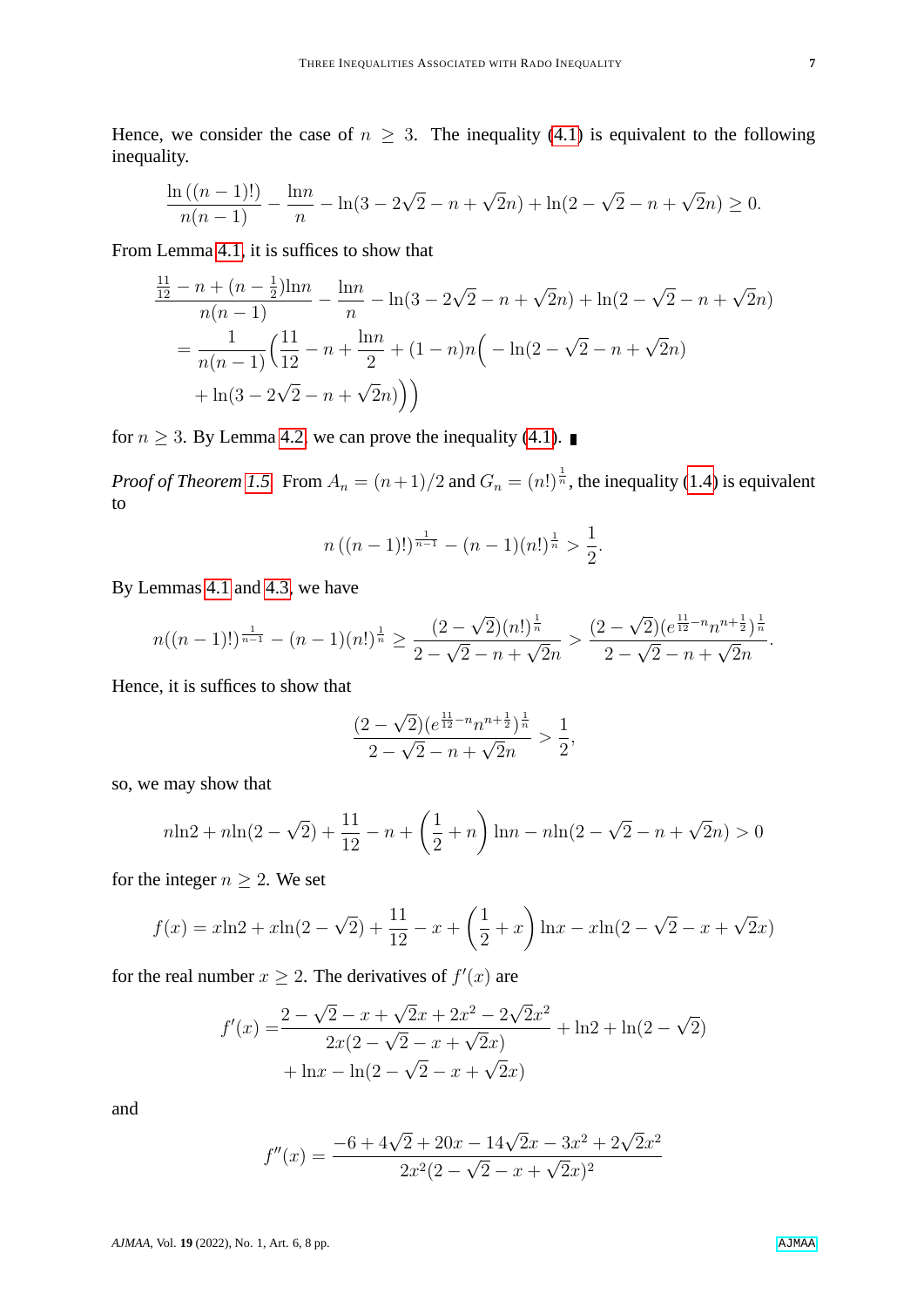Hence, we consider the case of $n \geq 3$. The inequality (4.1) is equivalent to the following inequality.

$$\frac{\ln((n-1)!)}{n(n-1)} - \frac{\ln n}{n} - \ln(3 - 2\sqrt{2} - n + \sqrt{2}n) + \ln(2 - \sqrt{2} - n + \sqrt{2}n) \geq 0.$$

From Lemma 4.1, it is suffices to show that

$$\begin{aligned}
&\frac{\frac{11}{12} - n + (n - \frac{1}{2})\ln n}{n(n-1)} - \frac{\ln n}{n} - \ln(3 - 2\sqrt{2} - n + \sqrt{2}n) + \ln(2 - \sqrt{2} - n + \sqrt{2}n) \\
&= \frac{1}{n(n-1)}\Big(\frac{11}{12} - n + \frac{\ln n}{2} + (1-n)n\Big( - \ln(2 - \sqrt{2} - n + \sqrt{2}n) \\
&\quad + \ln(3 - 2\sqrt{2} - n + \sqrt{2}n)\Big)\Big)
\end{aligned}$$

for $n \geq 3$. By Lemma 4.2, we can prove the inequality (4.1). ∎

*Proof of Theorem 1.5.* From $A_n = (n+1)/2$ and $G_n = (n!)^{\frac{1}{n}}$, the inequality (1.4) is equivalent to

$$n\left((n-1)!\right)^{\frac{1}{n-1}} - (n-1)(n!)^{\frac{1}{n}} > \frac{1}{2}.$$

By Lemmas 4.1 and 4.3, we have

$$n((n-1)!)^{\frac{1}{n-1}} - (n-1)(n!)^{\frac{1}{n}} \geq \frac{(2-\sqrt{2})(n!)^{\frac{1}{n}}}{2 - \sqrt{2} - n + \sqrt{2}n} > \frac{(2-\sqrt{2})(e^{\frac{11}{12}-n}n^{n+\frac{1}{2}})^{\frac{1}{n}}}{2 - \sqrt{2} - n + \sqrt{2}n}.$$

Hence, it is suffices to show that

$$\frac{(2-\sqrt{2})(e^{\frac{11}{12}-n}n^{n+\frac{1}{2}})^{\frac{1}{n}}}{2 - \sqrt{2} - n + \sqrt{2}n} > \frac{1}{2},$$

so, we may show that

$$n\ln 2 + n\ln(2 - \sqrt{2}) + \frac{11}{12} - n + \left(\frac{1}{2} + n\right)\ln n - n\ln(2 - \sqrt{2} - n + \sqrt{2}n) > 0$$

for the integer $n \geq 2$. We set

$$f(x) = x\ln 2 + x\ln(2 - \sqrt{2}) + \frac{11}{12} - x + \left(\frac{1}{2} + x\right)\ln x - x\ln(2 - \sqrt{2} - x + \sqrt{2}x)$$

for the real number $x \geq 2$. The derivatives of $f'(x)$ are

$$\begin{aligned}
f'(x) =& \frac{2 - \sqrt{2} - x + \sqrt{2}x + 2x^2 - 2\sqrt{2}x^2}{2x(2 - \sqrt{2} - x + \sqrt{2}x)} + \ln 2 + \ln(2 - \sqrt{2}) \\
&+ \ln x - \ln(2 - \sqrt{2} - x + \sqrt{2}x)
\end{aligned}$$

and

$$f''(x) = \frac{-6 + 4\sqrt{2} + 20x - 14\sqrt{2}x - 3x^2 + 2\sqrt{2}x^2}{2x^2(2 - \sqrt{2} - x + \sqrt{2}x)^2}$$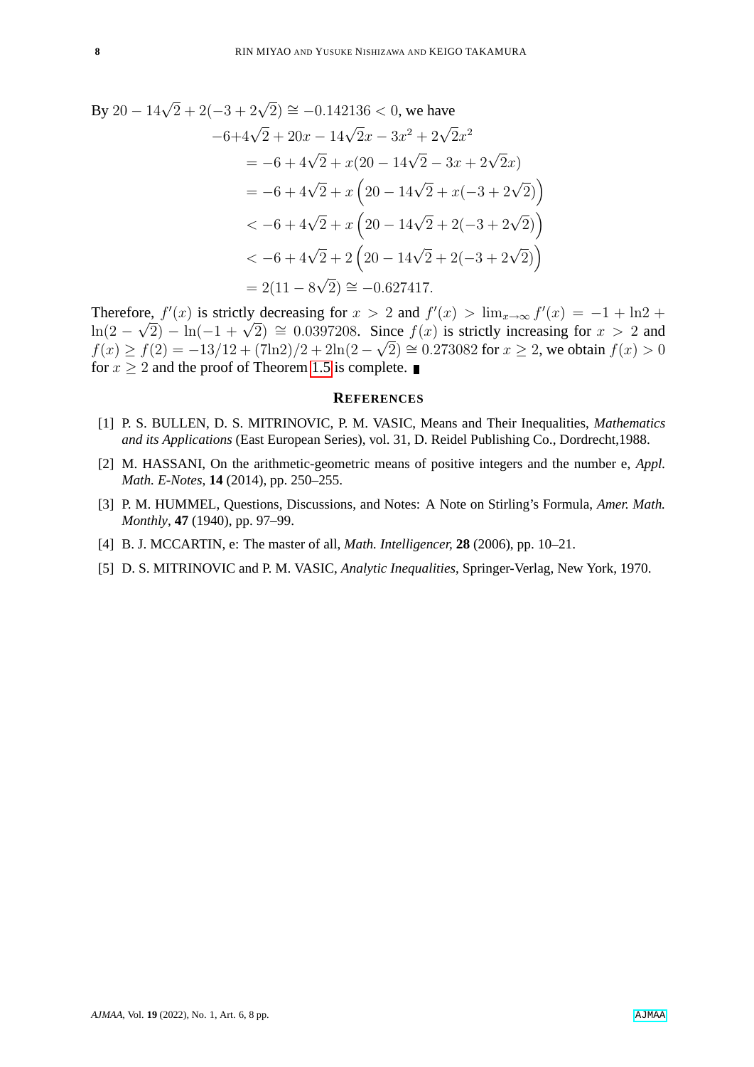By $20 - 14\sqrt{2} + 2(-3 + 2\sqrt{2}) \cong -0.142136 < 0$, we have

$$
\begin{aligned}
-6+&4\sqrt{2} + 20x - 14\sqrt{2}x - 3x^2 + 2\sqrt{2}x^2 \\
&= -6 + 4\sqrt{2} + x(20 - 14\sqrt{2} - 3x + 2\sqrt{2}x) \\
&= -6 + 4\sqrt{2} + x\left(20 - 14\sqrt{2} + x(-3 + 2\sqrt{2})\right) \\
&< -6 + 4\sqrt{2} + x\left(20 - 14\sqrt{2} + 2(-3 + 2\sqrt{2})\right) \\
&< -6 + 4\sqrt{2} + 2\left(20 - 14\sqrt{2} + 2(-3 + 2\sqrt{2})\right) \\
&= 2(11 - 8\sqrt{2}) \cong -0.627417.
\end{aligned}
$$

Therefore, $f'(x)$ is strictly decreasing for $x > 2$ and $f'(x) > \lim_{x\to\infty} f'(x) = -1 + \ln 2 + \ln(2 - \sqrt{2}) - \ln(-1 + \sqrt{2}) \cong 0.0397208$. Since $f(x)$ is strictly increasing for $x > 2$ and $f(x) \geq f(2) = -13/12 + (7\ln 2)/2 + 2\ln(2 - \sqrt{2}) \cong 0.273082$ for $x \geq 2$, we obtain $f(x) > 0$ for $x \geq 2$ and the proof of Theorem 1.5 is complete. ∎

## References

[1] P. S. BULLEN, D. S. MITRINOVIC, P. M. VASIC, Means and Their Inequalities, *Mathematics and its Applications* (East European Series), vol. 31, D. Reidel Publishing Co., Dordrecht,1988.

[2] M. HASSANI, On the arithmetic-geometric means of positive integers and the number e, *Appl. Math. E-Notes*, **14** (2014), pp. 250–255.

[3] P. M. HUMMEL, Questions, Discussions, and Notes: A Note on Stirling's Formula, *Amer. Math. Monthly*, **47** (1940), pp. 97–99.

[4] B. J. MCCARTIN, e: The master of all, *Math. Intelligencer,* **28** (2006), pp. 10–21.

[5] D. S. MITRINOVIC and P. M. VASIC, *Analytic Inequalities*, Springer-Verlag, New York, 1970.